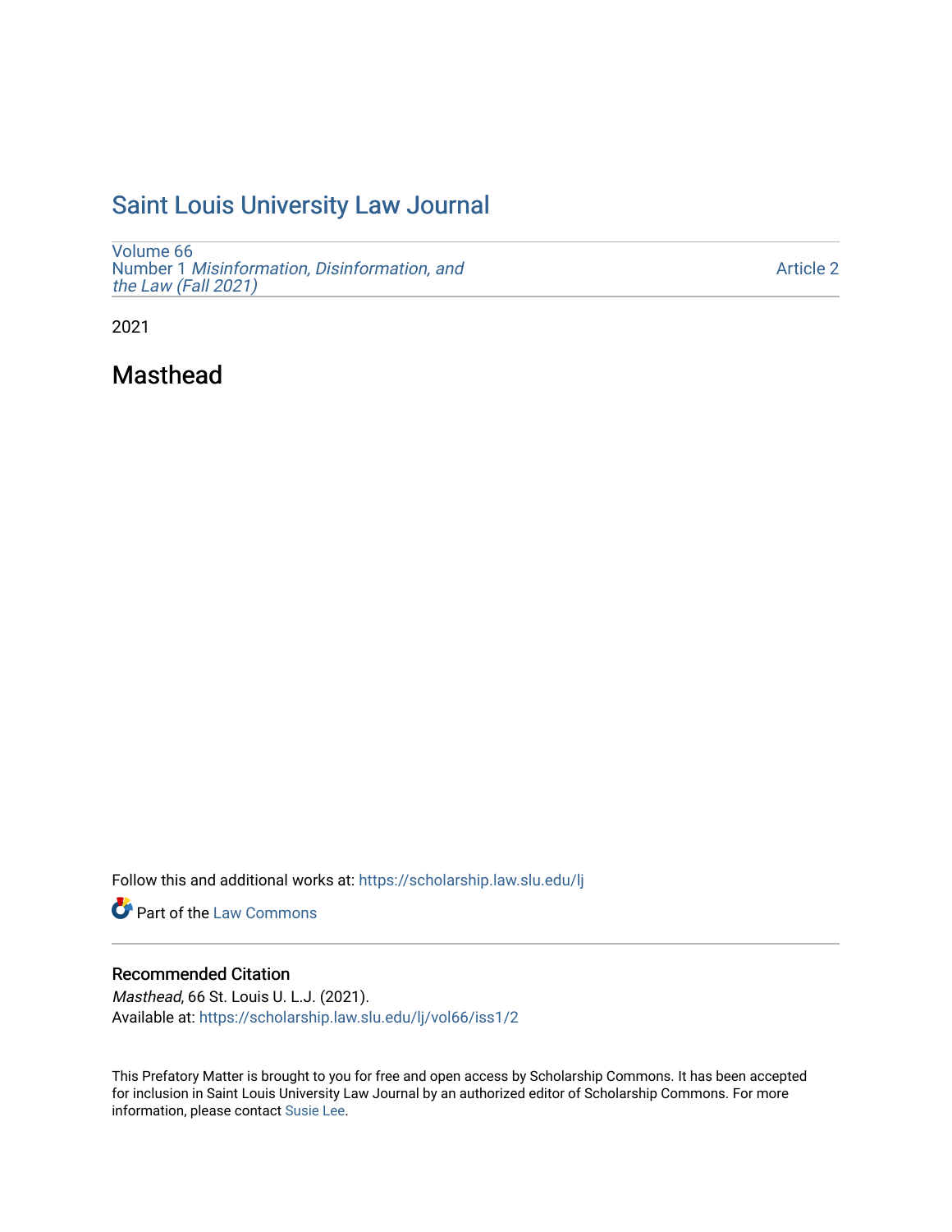# Saint Louis University Law Journal

Volume 66
Number 1 *Misinformation, Disinformation, and the Law (Fall 2021)*

Article 2

2021

## Masthead

Follow this and additional works at: https://scholarship.law.slu.edu/lj

Part of the Law Commons

### Recommended Citation

*Masthead*, 66 St. Louis U. L.J. (2021).
Available at: https://scholarship.law.slu.edu/lj/vol66/iss1/2

This Prefatory Matter is brought to you for free and open access by Scholarship Commons. It has been accepted for inclusion in Saint Louis University Law Journal by an authorized editor of Scholarship Commons. For more information, please contact Susie Lee.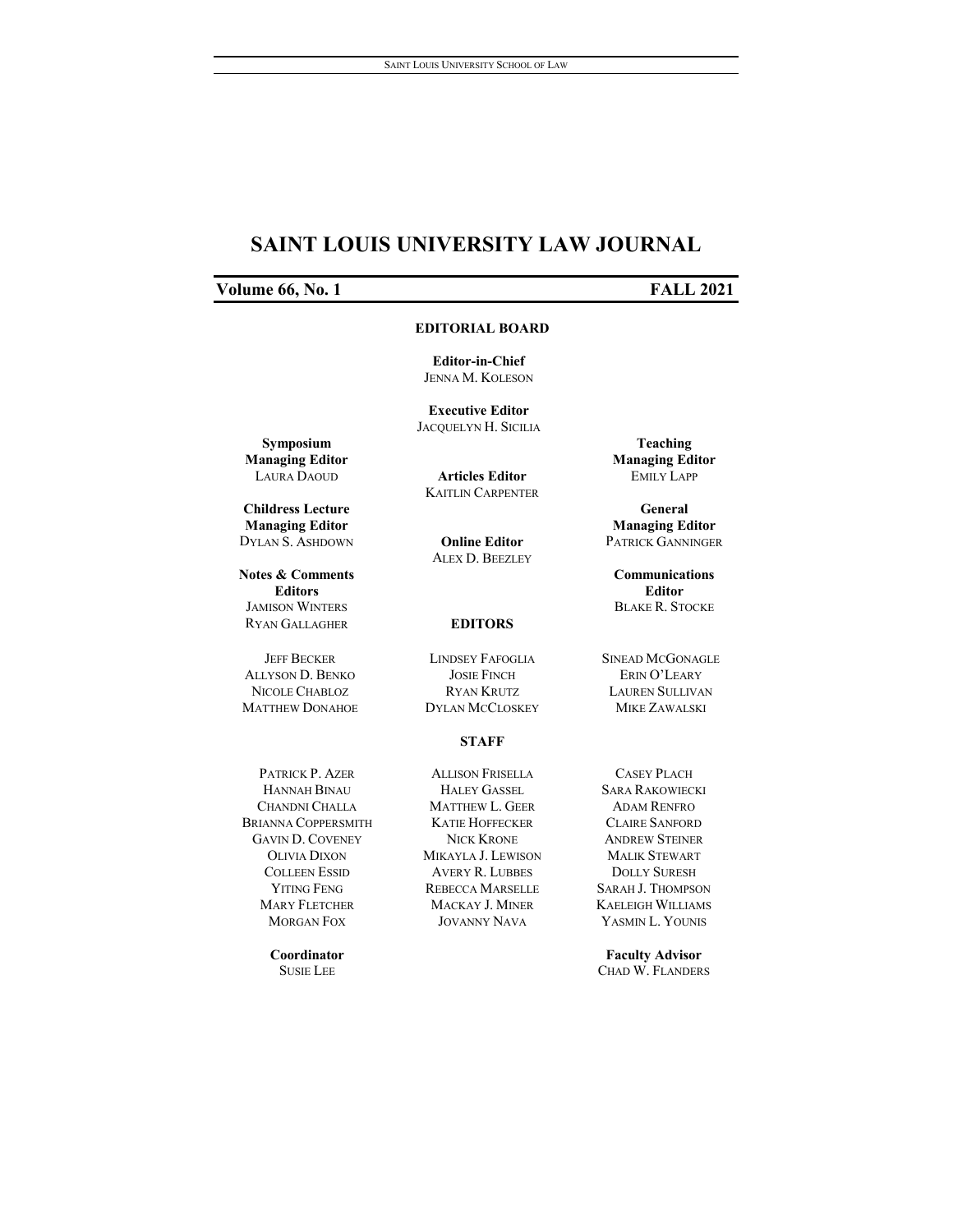# SAINT LOUIS UNIVERSITY LAW JOURNAL

**Volume 66, No. 1** **FALL 2021**

## EDITORIAL BOARD

**Editor-in-Chief**
JENNA M. KOLESON

**Executive Editor**
JACQUELYN H. SICILIA

**Symposium Managing Editor**
LAURA DAOUD

**Articles Editor**
KAITLIN CARPENTER

**Teaching Managing Editor**
EMILY LAPP

**Childress Lecture Managing Editor**
DYLAN S. ASHDOWN

**Online Editor**
ALEX D. BEEZLEY

**General Managing Editor**
PATRICK GANNINGER

**Notes & Comments Editors**
JAMISON WINTERS
RYAN GALLAGHER

**Communications Editor**
BLAKE R. STOCKE

## EDITORS

JEFF BECKER
ALLYSON D. BENKO
NICOLE CHABLOZ
MATTHEW DONAHOE
LINDSEY FAFOGLIA
JOSIE FINCH
RYAN KRUTZ
DYLAN MCCLOSKEY
SINEAD MCGONAGLE
ERIN O'LEARY
LAUREN SULLIVAN
MIKE ZAWALSKI

## STAFF

PATRICK P. AZER
HANNAH BINAU
CHANDNI CHALLA
BRIANNA COPPERSMITH
GAVIN D. COVENEY
OLIVIA DIXON
COLLEEN ESSID
YITING FENG
MARY FLETCHER
MORGAN FOX
ALLISON FRISELLA
HALEY GASSEL
MATTHEW L. GEER
KATIE HOFFECKER
NICK KRONE
MIKAYLA J. LEWISON
AVERY R. LUBBES
REBECCA MARSELLE
MACKAY J. MINER
JOVANNY NAVA
CASEY PLACH
SARA RAKOWIECKI
ADAM RENFRO
CLAIRE SANFORD
ANDREW STEINER
MALIK STEWART
DOLLY SURESH
SARAH J. THOMPSON
KAELEIGH WILLIAMS
YASMIN L. YOUNIS

**Coordinator**
SUSIE LEE

**Faculty Advisor**
CHAD W. FLANDERS